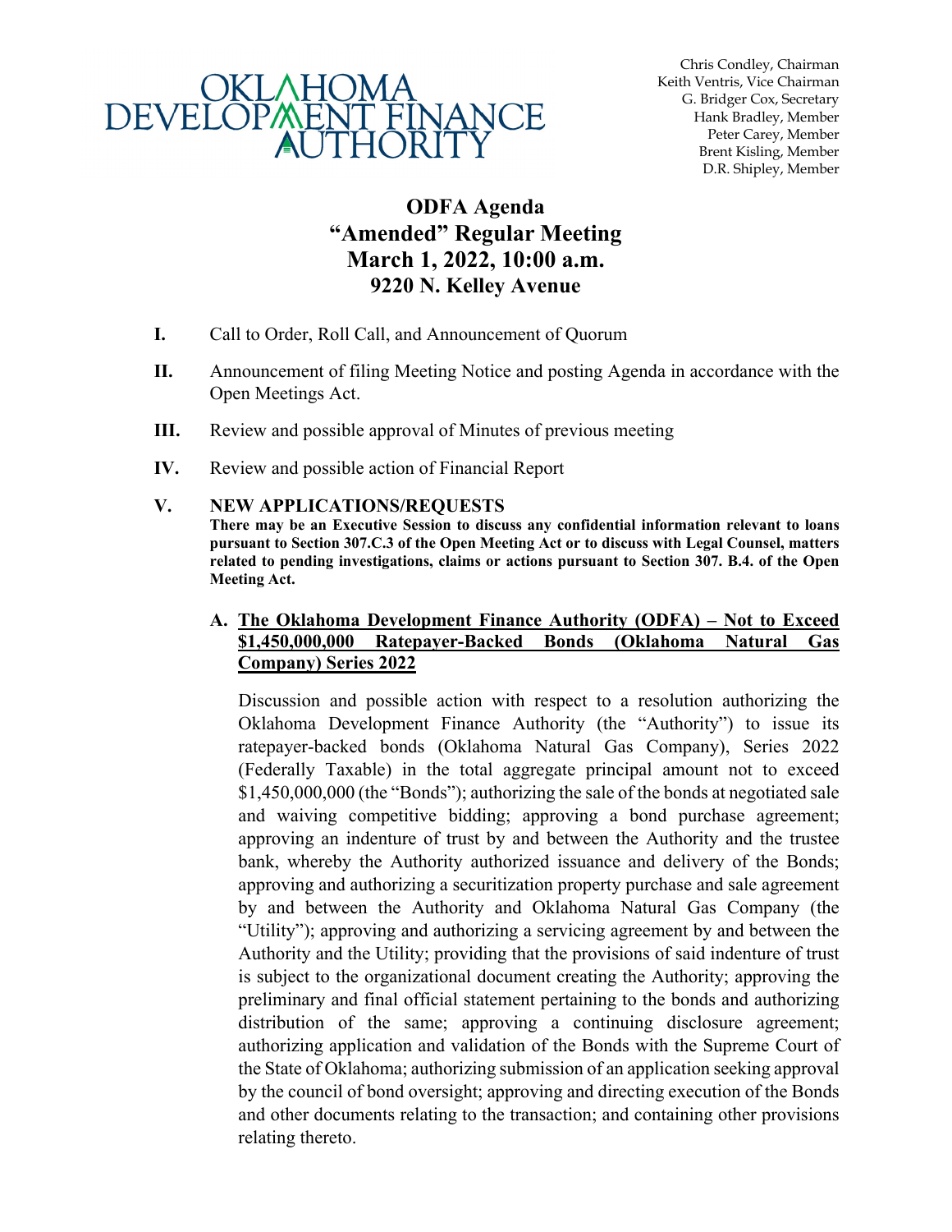OKLAHOMA DEVELOPMENT FINANCE AUTHORITY

Chris Condley, Chairman
Keith Ventris, Vice Chairman
G. Bridger Cox, Secretary
Hank Bradley, Member
Peter Carey, Member
Brent Kisling, Member
D.R. Shipley, Member

# ODFA Agenda
# "Amended" Regular Meeting
# March 1, 2022, 10:00 a.m.
# 9220 N. Kelley Avenue

**I.** Call to Order, Roll Call, and Announcement of Quorum

**II.** Announcement of filing Meeting Notice and posting Agenda in accordance with the Open Meetings Act.

**III.** Review and possible approval of Minutes of previous meeting

**IV.** Review and possible action of Financial Report

**V. NEW APPLICATIONS/REQUESTS**

**There may be an Executive Session to discuss any confidential information relevant to loans pursuant to Section 307.C.3 of the Open Meeting Act or to discuss with Legal Counsel, matters related to pending investigations, claims or actions pursuant to Section 307. B.4. of the Open Meeting Act.**

**A. <u>The Oklahoma Development Finance Authority (ODFA) – Not to Exceed $1,450,000,000 Ratepayer-Backed Bonds (Oklahoma Natural Gas Company) Series 2022</u>**

Discussion and possible action with respect to a resolution authorizing the Oklahoma Development Finance Authority (the "Authority") to issue its ratepayer-backed bonds (Oklahoma Natural Gas Company), Series 2022 (Federally Taxable) in the total aggregate principal amount not to exceed $1,450,000,000 (the "Bonds"); authorizing the sale of the bonds at negotiated sale and waiving competitive bidding; approving a bond purchase agreement; approving an indenture of trust by and between the Authority and the trustee bank, whereby the Authority authorized issuance and delivery of the Bonds; approving and authorizing a securitization property purchase and sale agreement by and between the Authority and Oklahoma Natural Gas Company (the "Utility"); approving and authorizing a servicing agreement by and between the Authority and the Utility; providing that the provisions of said indenture of trust is subject to the organizational document creating the Authority; approving the preliminary and final official statement pertaining to the bonds and authorizing distribution of the same; approving a continuing disclosure agreement; authorizing application and validation of the Bonds with the Supreme Court of the State of Oklahoma; authorizing submission of an application seeking approval by the council of bond oversight; approving and directing execution of the Bonds and other documents relating to the transaction; and containing other provisions relating thereto.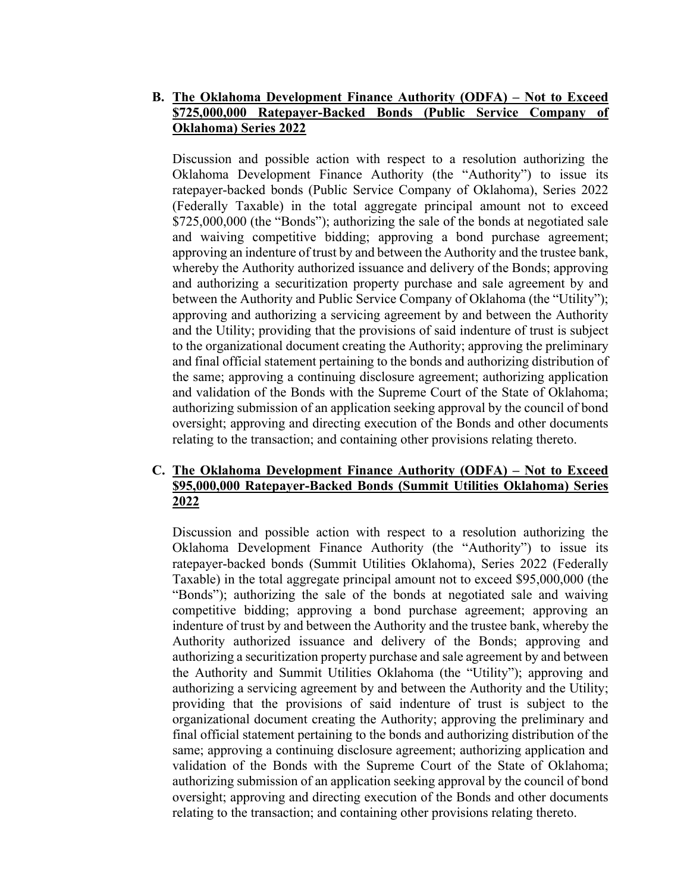**B. <u>The Oklahoma Development Finance Authority (ODFA) – Not to Exceed $725,000,000 Ratepayer-Backed Bonds (Public Service Company of Oklahoma) Series 2022</u>**

Discussion and possible action with respect to a resolution authorizing the Oklahoma Development Finance Authority (the "Authority") to issue its ratepayer-backed bonds (Public Service Company of Oklahoma), Series 2022 (Federally Taxable) in the total aggregate principal amount not to exceed $725,000,000 (the "Bonds"); authorizing the sale of the bonds at negotiated sale and waiving competitive bidding; approving a bond purchase agreement; approving an indenture of trust by and between the Authority and the trustee bank, whereby the Authority authorized issuance and delivery of the Bonds; approving and authorizing a securitization property purchase and sale agreement by and between the Authority and Public Service Company of Oklahoma (the "Utility"); approving and authorizing a servicing agreement by and between the Authority and the Utility; providing that the provisions of said indenture of trust is subject to the organizational document creating the Authority; approving the preliminary and final official statement pertaining to the bonds and authorizing distribution of the same; approving a continuing disclosure agreement; authorizing application and validation of the Bonds with the Supreme Court of the State of Oklahoma; authorizing submission of an application seeking approval by the council of bond oversight; approving and directing execution of the Bonds and other documents relating to the transaction; and containing other provisions relating thereto.

**C. <u>The Oklahoma Development Finance Authority (ODFA) – Not to Exceed $95,000,000 Ratepayer-Backed Bonds (Summit Utilities Oklahoma) Series 2022</u>**

Discussion and possible action with respect to a resolution authorizing the Oklahoma Development Finance Authority (the "Authority") to issue its ratepayer-backed bonds (Summit Utilities Oklahoma), Series 2022 (Federally Taxable) in the total aggregate principal amount not to exceed $95,000,000 (the "Bonds"); authorizing the sale of the bonds at negotiated sale and waiving competitive bidding; approving a bond purchase agreement; approving an indenture of trust by and between the Authority and the trustee bank, whereby the Authority authorized issuance and delivery of the Bonds; approving and authorizing a securitization property purchase and sale agreement by and between the Authority and Summit Utilities Oklahoma (the "Utility"); approving and authorizing a servicing agreement by and between the Authority and the Utility; providing that the provisions of said indenture of trust is subject to the organizational document creating the Authority; approving the preliminary and final official statement pertaining to the bonds and authorizing distribution of the same; approving a continuing disclosure agreement; authorizing application and validation of the Bonds with the Supreme Court of the State of Oklahoma; authorizing submission of an application seeking approval by the council of bond oversight; approving and directing execution of the Bonds and other documents relating to the transaction; and containing other provisions relating thereto.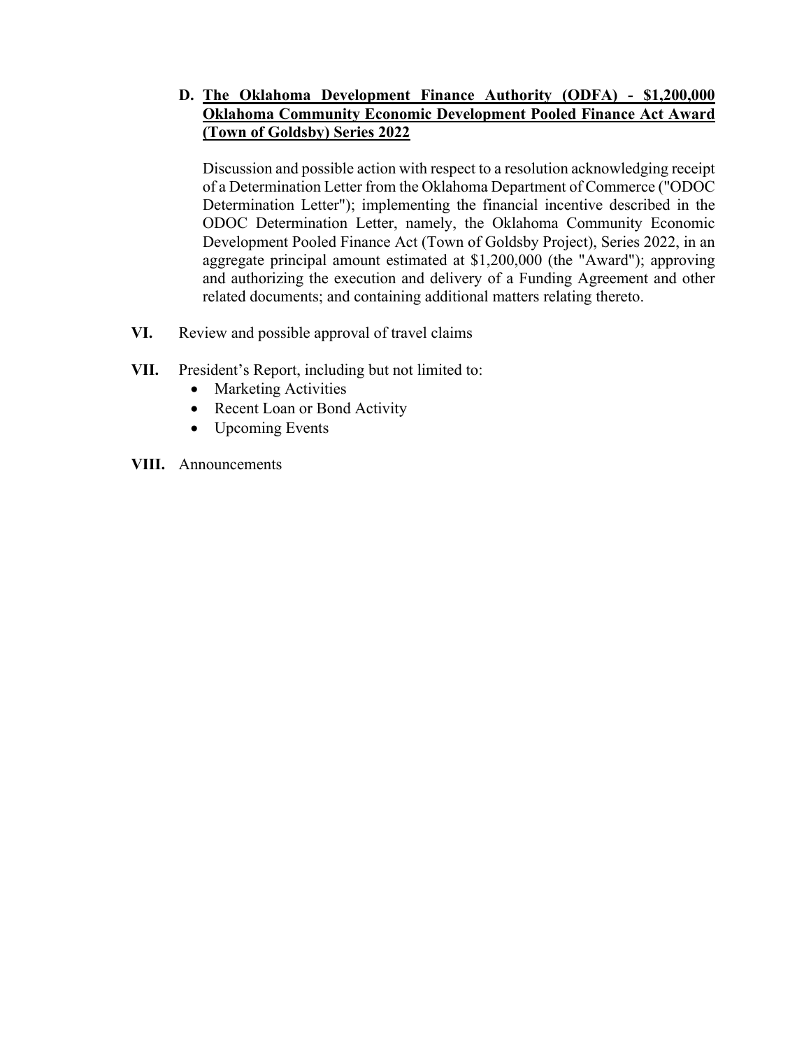D. **<u>The Oklahoma Development Finance Authority (ODFA) - $1,200,000 Oklahoma Community Economic Development Pooled Finance Act Award (Town of Goldsby) Series 2022</u>**

Discussion and possible action with respect to a resolution acknowledging receipt of a Determination Letter from the Oklahoma Department of Commerce ("ODOC Determination Letter"); implementing the financial incentive described in the ODOC Determination Letter, namely, the Oklahoma Community Economic Development Pooled Finance Act (Town of Goldsby Project), Series 2022, in an aggregate principal amount estimated at $1,200,000 (the "Award"); approving and authorizing the execution and delivery of a Funding Agreement and other related documents; and containing additional matters relating thereto.

**VI.** Review and possible approval of travel claims

**VII.** President's Report, including but not limited to:

- Marketing Activities
- Recent Loan or Bond Activity
- Upcoming Events

**VIII.** Announcements